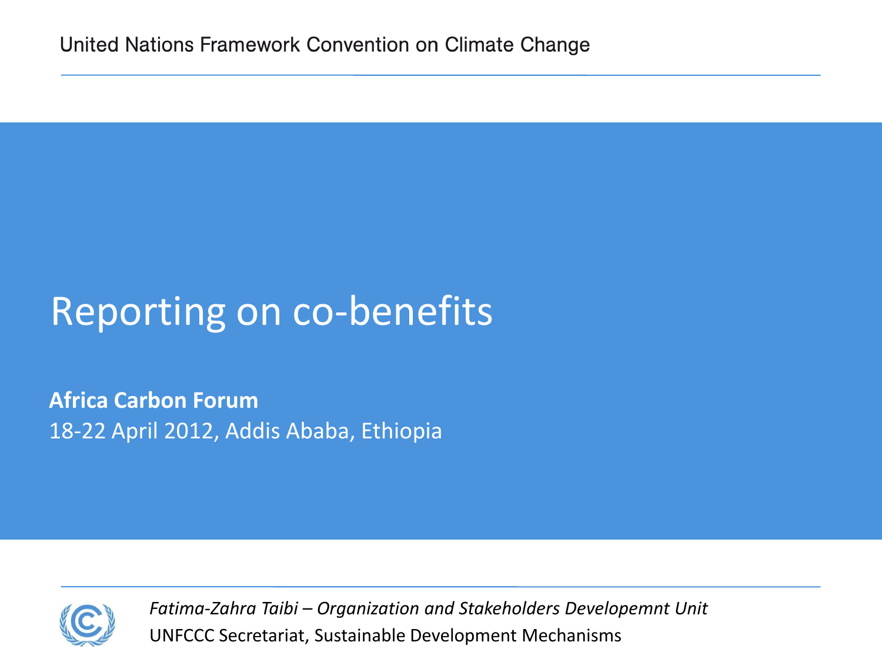United Nations Framework Convention on Climate Change

# Reporting on co-benefits

**Africa Carbon Forum**

18-22 April 2012, Addis Ababa, Ethiopia

*Fatima-Zahra Taibi – Organization and Stakeholders Developemnt Unit*

UNFCCC Secretariat, Sustainable Development Mechanisms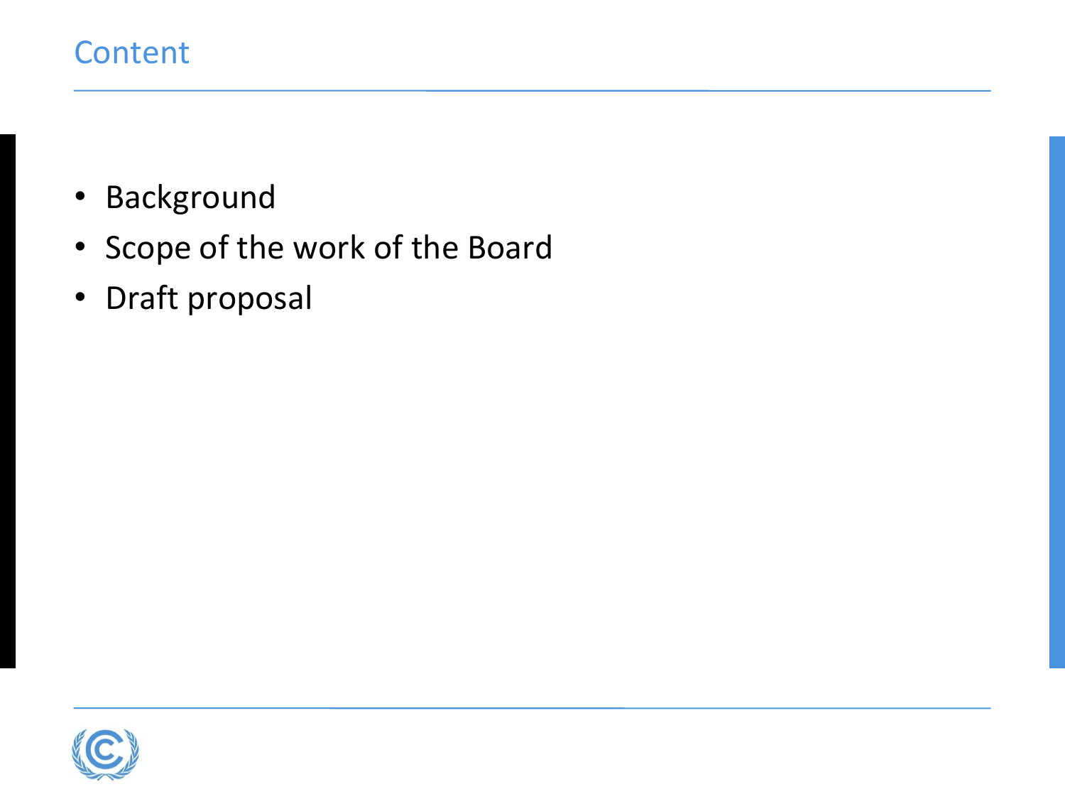# Content

- Background
- Scope of the work of the Board
- Draft proposal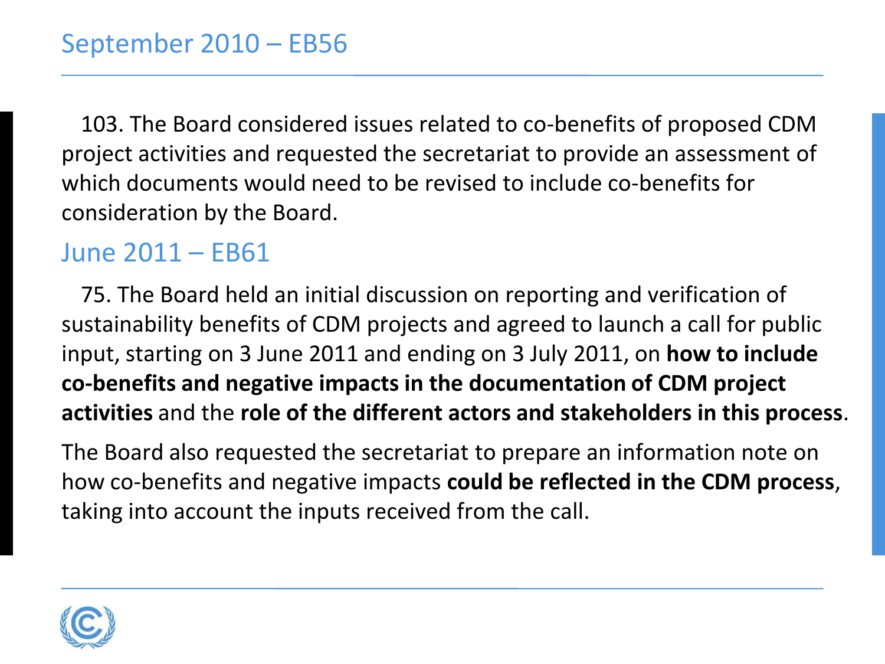## September 2010 – EB56

103. The Board considered issues related to co-benefits of proposed CDM project activities and requested the secretariat to provide an assessment of which documents would need to be revised to include co-benefits for consideration by the Board.

## June 2011 – EB61

75. The Board held an initial discussion on reporting and verification of sustainability benefits of CDM projects and agreed to launch a call for public input, starting on 3 June 2011 and ending on 3 July 2011, on **how to include co-benefits and negative impacts in the documentation of CDM project activities** and the **role of the different actors and stakeholders in this process**.

The Board also requested the secretariat to prepare an information note on how co-benefits and negative impacts **could be reflected in the CDM process**, taking into account the inputs received from the call.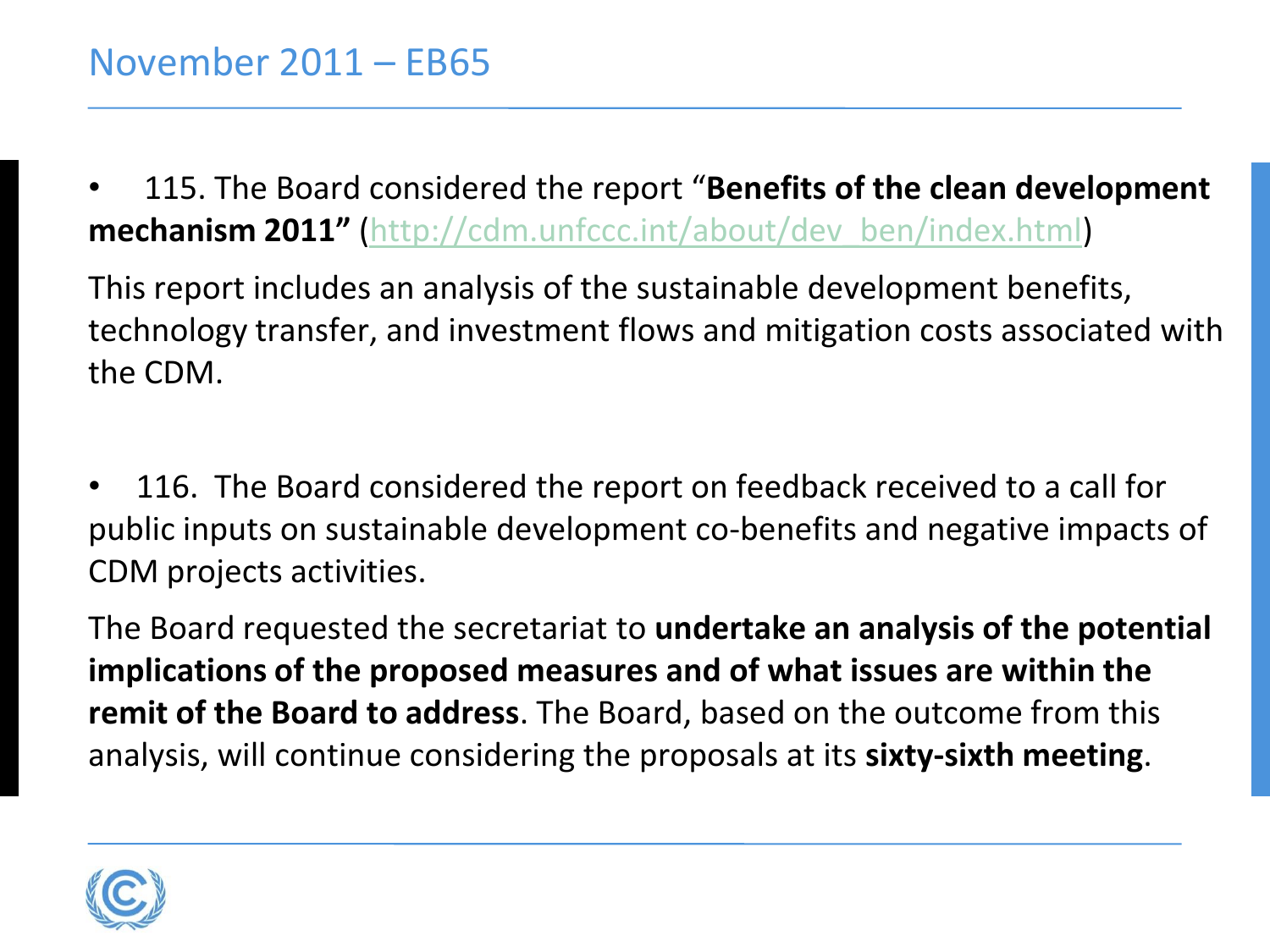# November 2011 – EB65

- 115. The Board considered the report "**Benefits of the clean development mechanism 2011"** (http://cdm.unfccc.int/about/dev_ben/index.html)

This report includes an analysis of the sustainable development benefits, technology transfer, and investment flows and mitigation costs associated with the CDM.

- 116. The Board considered the report on feedback received to a call for public inputs on sustainable development co-benefits and negative impacts of CDM projects activities.

The Board requested the secretariat to **undertake an analysis of the potential implications of the proposed measures and of what issues are within the remit of the Board to address**. The Board, based on the outcome from this analysis, will continue considering the proposals at its **sixty-sixth meeting**.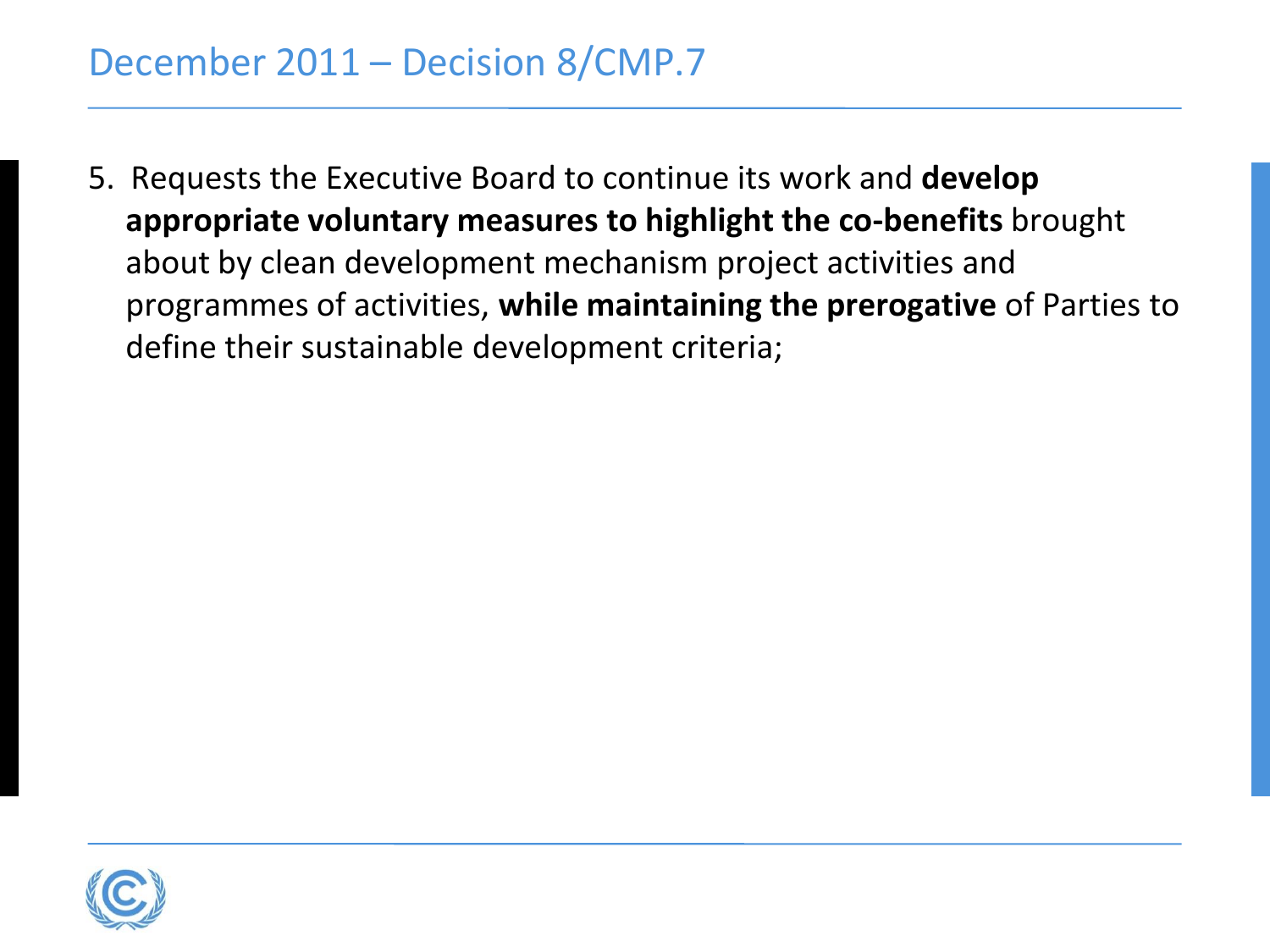# December 2011 – Decision 8/CMP.7

5. Requests the Executive Board to continue its work and **develop appropriate voluntary measures to highlight the co-benefits** brought about by clean development mechanism project activities and programmes of activities, **while maintaining the prerogative** of Parties to define their sustainable development criteria;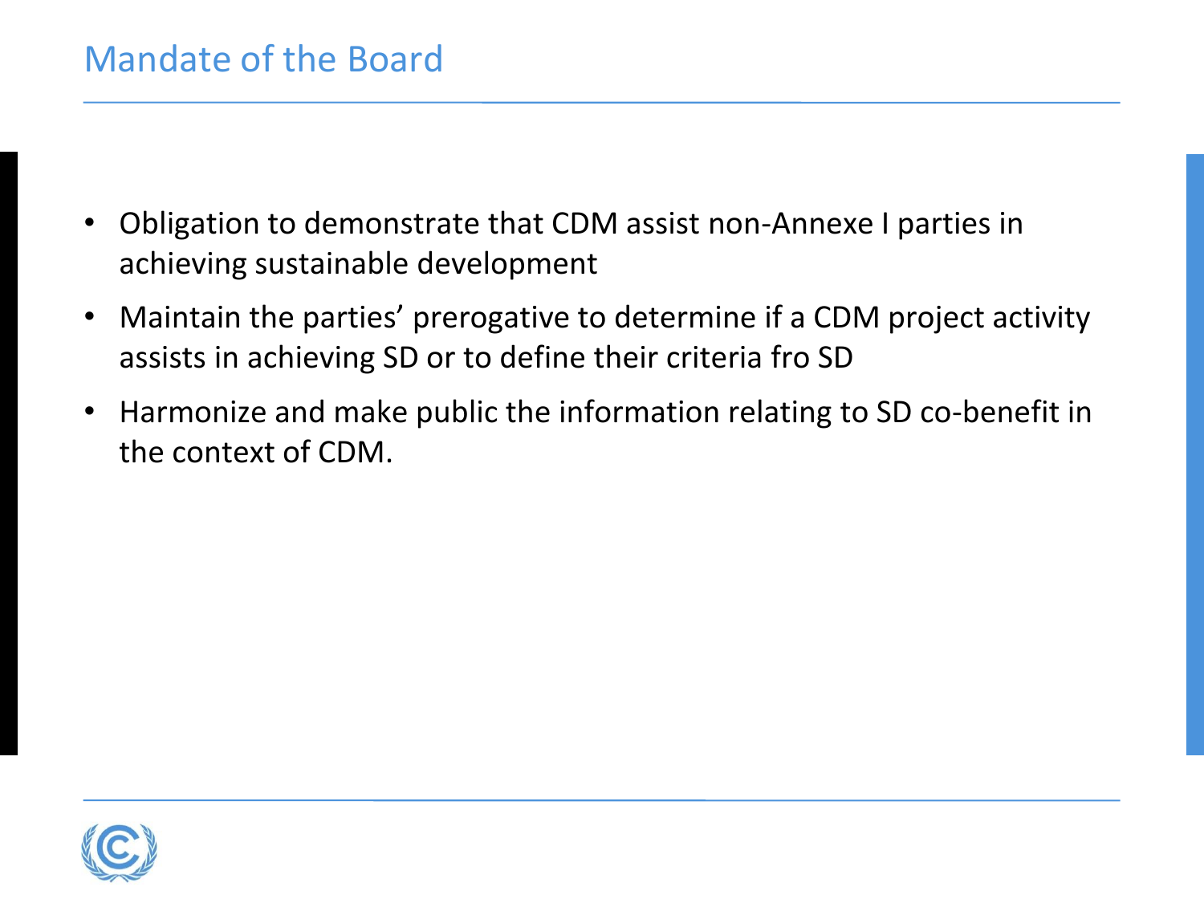# Mandate of the Board

- Obligation to demonstrate that CDM assist non-Annexe I parties in achieving sustainable development
- Maintain the parties’ prerogative to determine if a CDM project activity assists in achieving SD or to define their criteria fro SD
- Harmonize and make public the information relating to SD co-benefit in the context of CDM.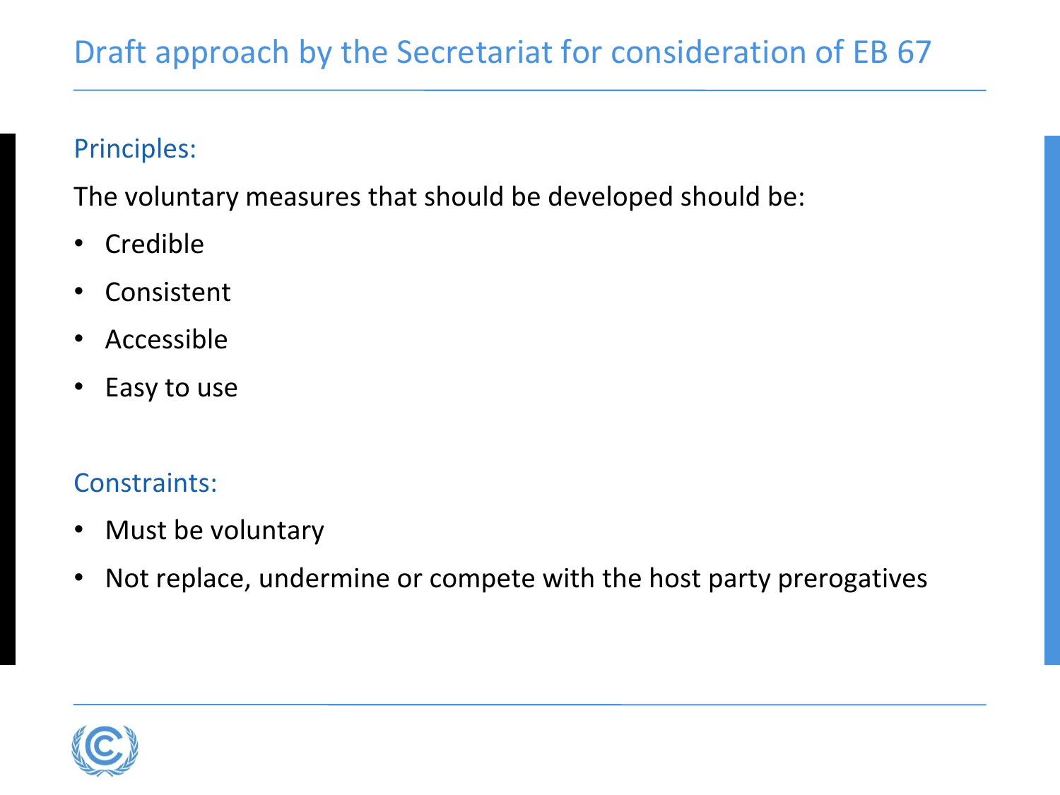# Draft approach by the Secretariat for consideration of EB 67

## Principles:

The voluntary measures that should be developed should be:

- Credible
- Consistent
- Accessible
- Easy to use

## Constraints:

- Must be voluntary
- Not replace, undermine or compete with the host party prerogatives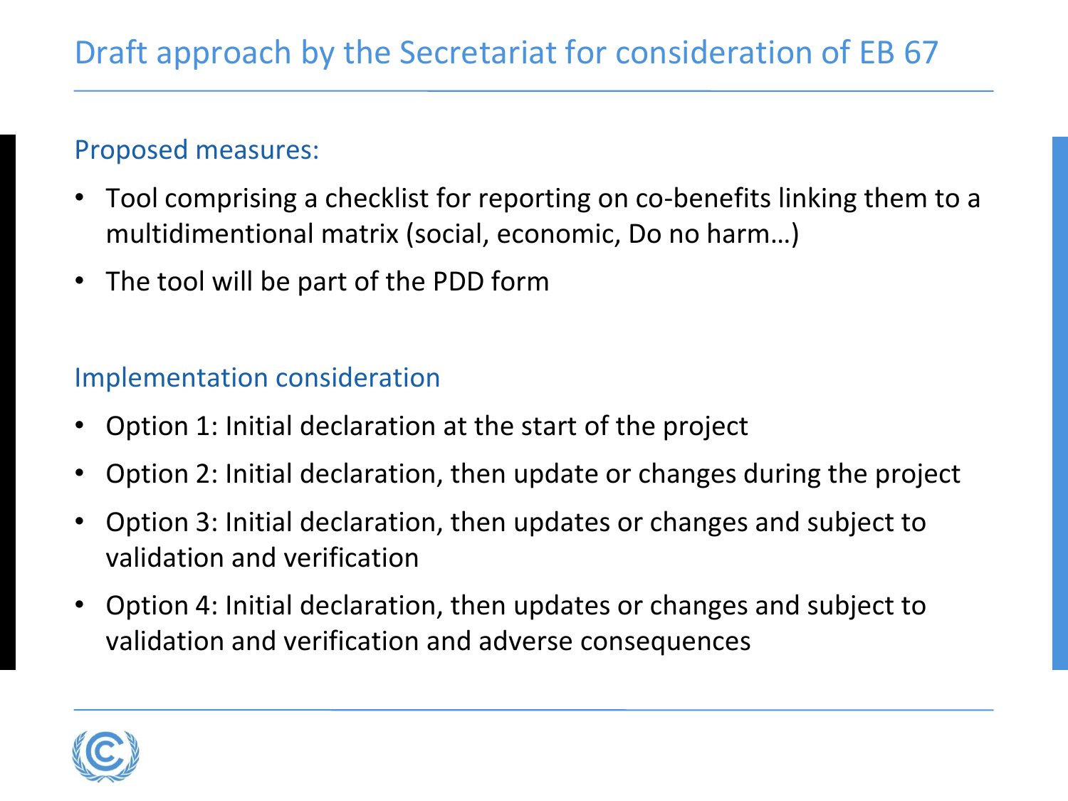# Draft approach by the Secretariat for consideration of EB 67

## Proposed measures:

- Tool comprising a checklist for reporting on co-benefits linking them to a multidimentional matrix (social, economic, Do no harm…)
- The tool will be part of the PDD form

## Implementation consideration

- Option 1: Initial declaration at the start of the project
- Option 2: Initial declaration, then update or changes during the project
- Option 3: Initial declaration, then updates or changes and subject to validation and verification
- Option 4: Initial declaration, then updates or changes and subject to validation and verification and adverse consequences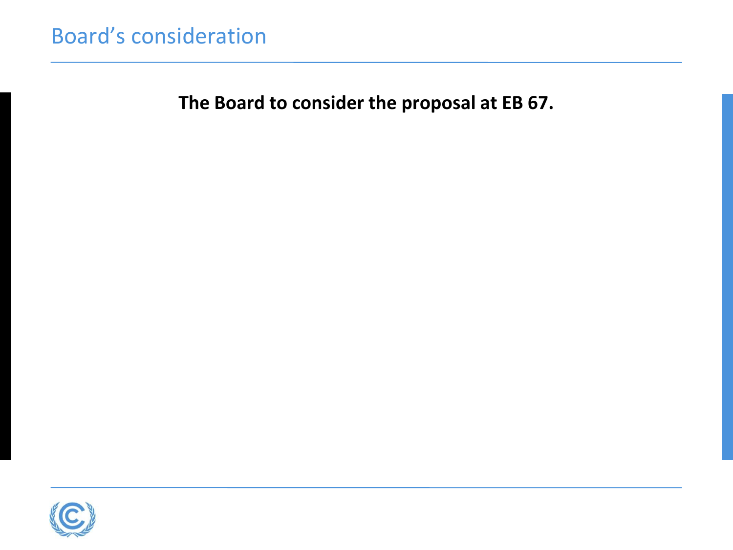# Board's consideration

**The Board to consider the proposal at EB 67.**